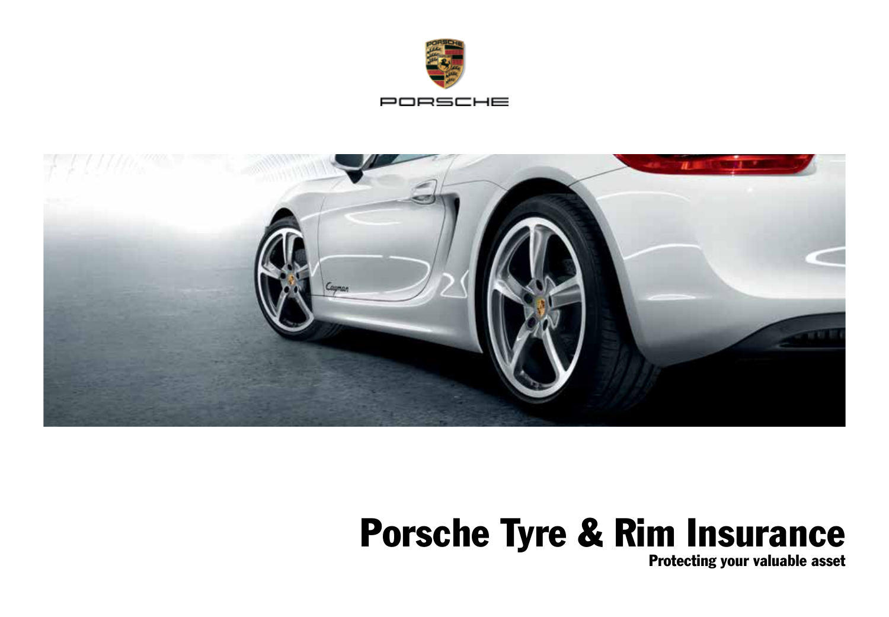PORSCHE

# Porsche Tyre & Rim Insurance

**Protecting your valuable asset**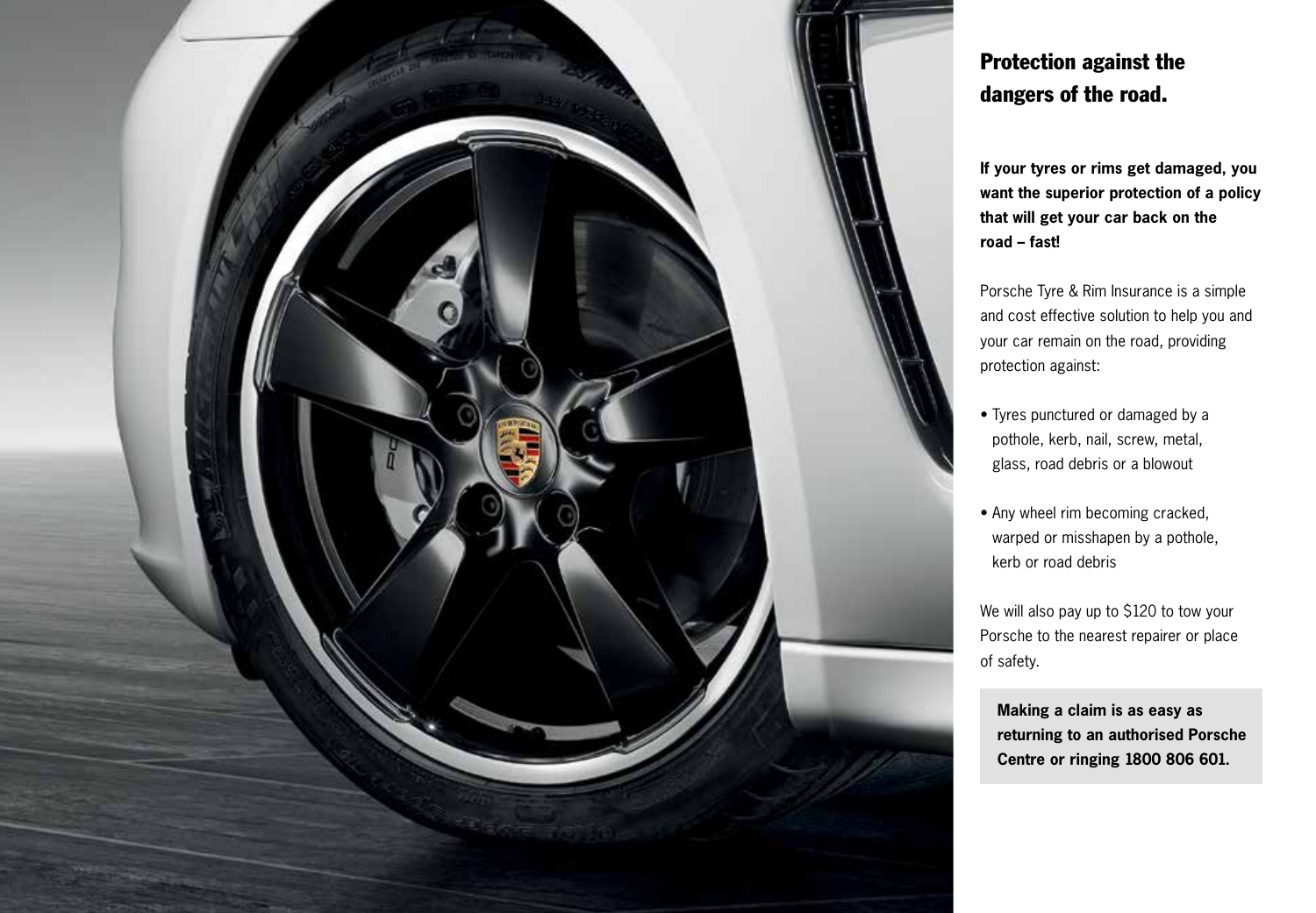## Protection against the dangers of the road.

**If your tyres or rims get damaged, you want the superior protection of a policy that will get your car back on the road – fast!**

Porsche Tyre & Rim Insurance is a simple and cost effective solution to help you and your car remain on the road, providing protection against:

- Tyres punctured or damaged by a pothole, kerb, nail, screw, metal, glass, road debris or a blowout
- Any wheel rim becoming cracked, warped or misshapen by a pothole, kerb or road debris

We will also pay up to $120 to tow your Porsche to the nearest repairer or place of safety.

**Making a claim is as easy as returning to an authorised Porsche Centre or ringing 1800 806 601.**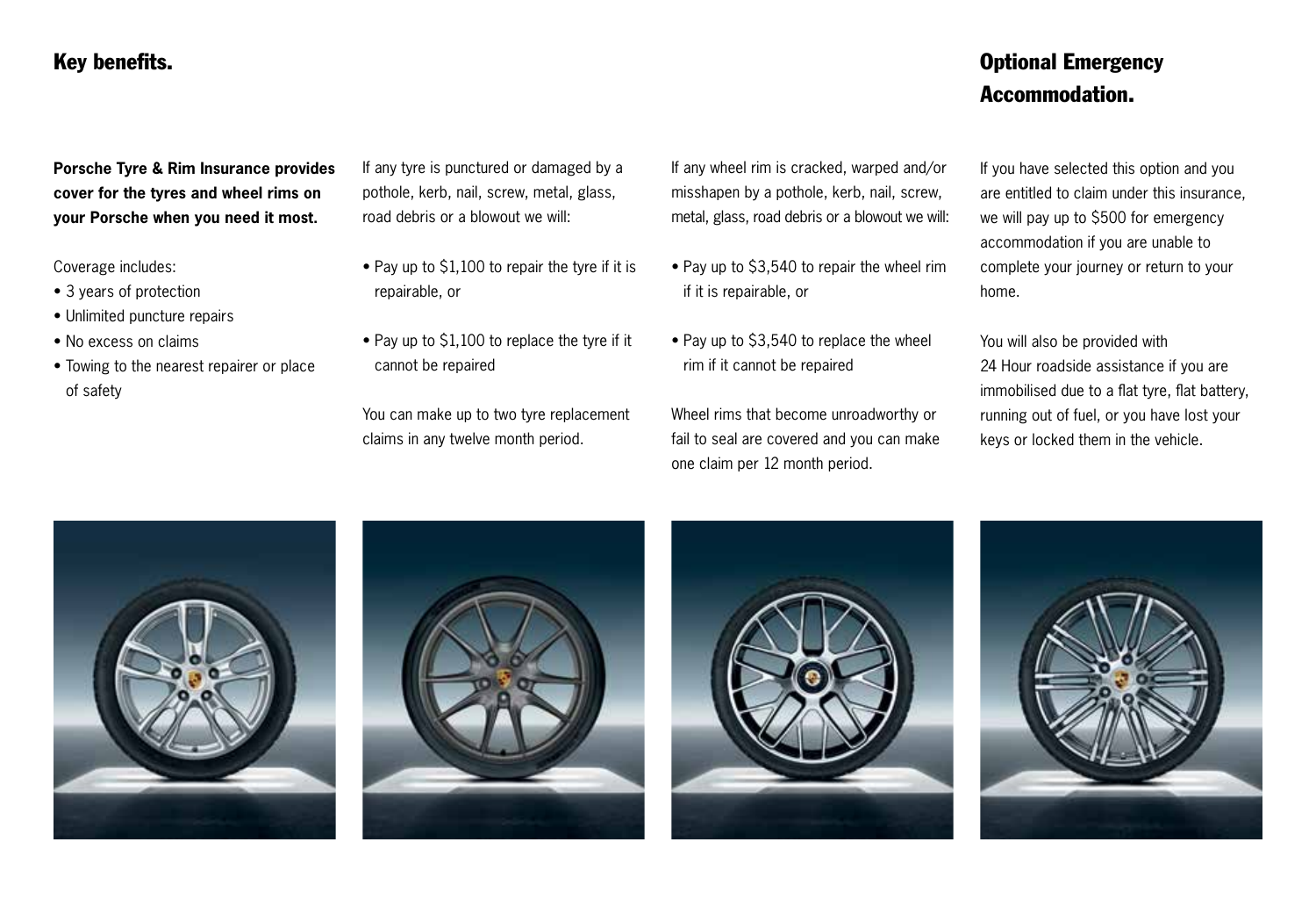## Key benefits.

**Porsche Tyre & Rim Insurance provides cover for the tyres and wheel rims on your Porsche when you need it most.**

Coverage includes:

- 3 years of protection
- Unlimited puncture repairs
- No excess on claims
- Towing to the nearest repairer or place of safety

If any tyre is punctured or damaged by a pothole, kerb, nail, screw, metal, glass, road debris or a blowout we will:

- Pay up to $1,100 to repair the tyre if it is repairable, or
- Pay up to $1,100 to replace the tyre if it cannot be repaired

You can make up to two tyre replacement claims in any twelve month period.

If any wheel rim is cracked, warped and/or misshapen by a pothole, kerb, nail, screw, metal, glass, road debris or a blowout we will:

- Pay up to $3,540 to repair the wheel rim if it is repairable, or
- Pay up to $3,540 to replace the wheel rim if it cannot be repaired

Wheel rims that become unroadworthy or fail to seal are covered and you can make one claim per 12 month period.

## Optional Emergency Accommodation.

If you have selected this option and you are entitled to claim under this insurance, we will pay up to $500 for emergency accommodation if you are unable to complete your journey or return to your home.

You will also be provided with 24 Hour roadside assistance if you are immobilised due to a flat tyre, flat battery, running out of fuel, or you have lost your keys or locked them in the vehicle.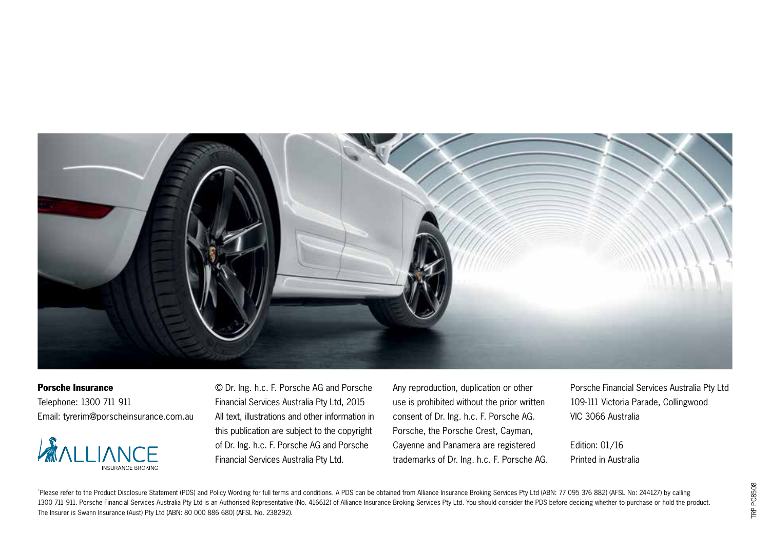**Porsche Insurance**

Telephone: 1300 711 911

Email: tyrerim@porscheinsurance.com.au

ALLIANCE INSURANCE BROKING

© Dr. Ing. h.c. F. Porsche AG and Porsche Financial Services Australia Pty Ltd, 2015
All text, illustrations and other information in this publication are subject to the copyright of Dr. Ing. h.c. F. Porsche AG and Porsche Financial Services Australia Pty Ltd.

Any reproduction, duplication or other use is prohibited without the prior written consent of Dr. Ing. h.c. F. Porsche AG. Porsche, the Porsche Crest, Cayman, Cayenne and Panamera are registered trademarks of Dr. Ing. h.c. F. Porsche AG.

Porsche Financial Services Australia Pty Ltd
109-111 Victoria Parade, Collingwood
VIC 3066 Australia

Edition: 01/16
Printed in Australia

*Please refer to the Product Disclosure Statement (PDS) and Policy Wording for full terms and conditions. A PDS can be obtained from Alliance Insurance Broking Services Pty Ltd (ABN: 77 095 376 882) (AFSL No: 244127) by calling 1300 711 911. Porsche Financial Services Australia Pty Ltd is an Authorised Representative (No. 416612) of Alliance Insurance Broking Services Pty Ltd. You should consider the PDS before deciding whether to purchase or hold the product. The Insurer is Swann Insurance (Aust) Pty Ltd (ABN: 80 000 886 680) (AFSL No. 238292).

TRP PC8508